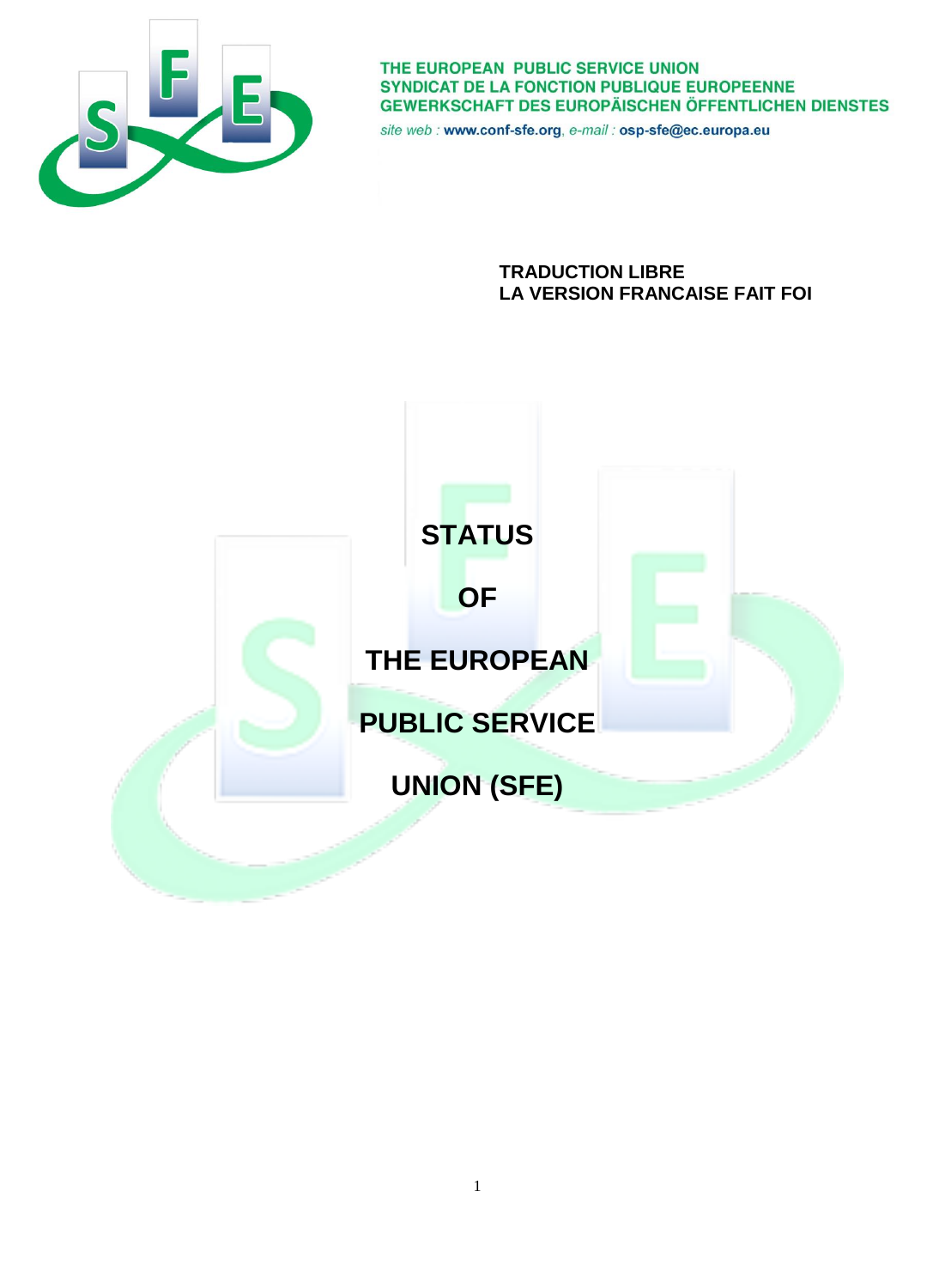THE EUROPEAN PUBLIC SERVICE UNION
SYNDICAT DE LA FONCTION PUBLIQUE EUROPEENNE
GEWERKSCHAFT DES EUROPÄISCHEN ÖFFENTLICHEN DIENSTES

*site web :* **www.conf-sfe.org**, *e-mail :* **osp-sfe@ec.europa.eu**

**TRADUCTION LIBRE**
**LA VERSION FRANCAISE FAIT FOI**

# STATUS

# OF

# THE EUROPEAN

# PUBLIC SERVICE

# UNION (SFE)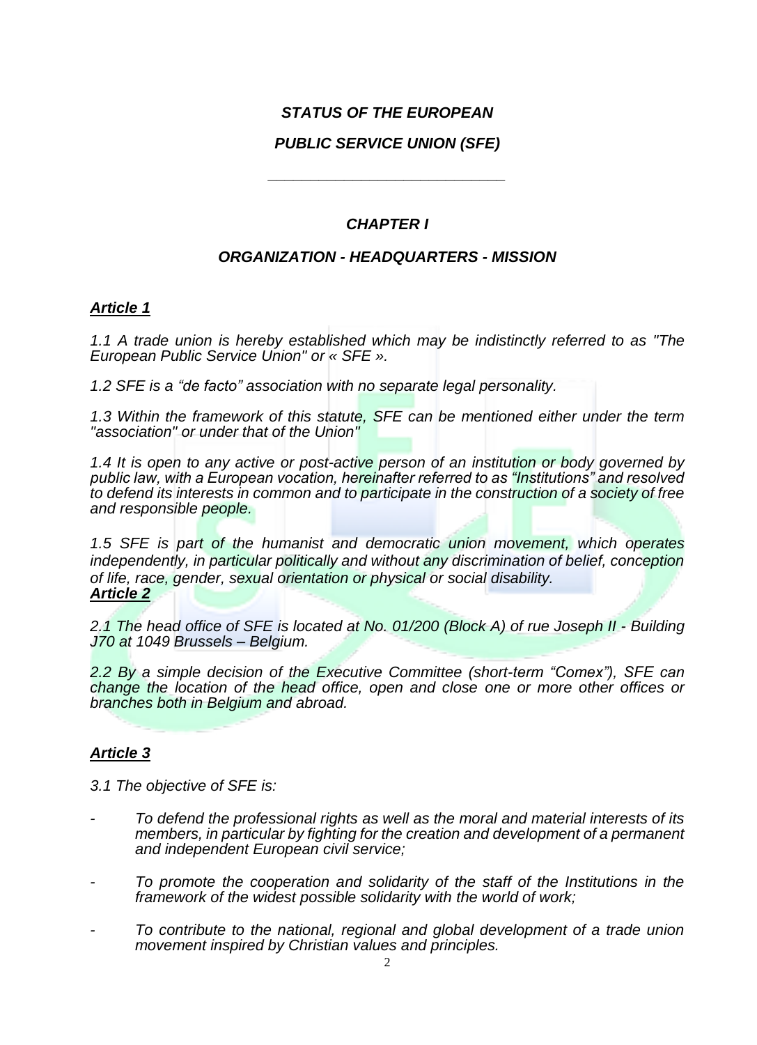***STATUS OF THE EUROPEAN***

***PUBLIC SERVICE UNION (SFE)***

---

## *CHAPTER I*

## *ORGANIZATION - HEADQUARTERS - MISSION*

### ***Article 1***

*1.1 A trade union is hereby established which may be indistinctly referred to as "The European Public Service Union" or « SFE ».*

*1.2 SFE is a "de facto" association with no separate legal personality.*

*1.3 Within the framework of this statute, SFE can be mentioned either under the term "association" or under that of the Union"*

*1.4 It is open to any active or post-active person of an institution or body governed by public law, with a European vocation, hereinafter referred to as "Institutions" and resolved to defend its interests in common and to participate in the construction of a society of free and responsible people.*

*1.5 SFE is part of the humanist and democratic union movement, which operates independently, in particular politically and without any discrimination of belief, conception of life, race, gender, sexual orientation or physical or social disability.*

### ***Article 2***

*2.1 The head office of SFE is located at No. 01/200 (Block A) of rue Joseph II - Building J70 at 1049 Brussels – Belgium.*

*2.2 By a simple decision of the Executive Committee (short-term "Comex"), SFE can change the location of the head office, open and close one or more other offices or branches both in Belgium and abroad.*

### ***Article 3***

*3.1 The objective of SFE is:*

- *To defend the professional rights as well as the moral and material interests of its members, in particular by fighting for the creation and development of a permanent and independent European civil service;*
- *To promote the cooperation and solidarity of the staff of the Institutions in the framework of the widest possible solidarity with the world of work;*
- *To contribute to the national, regional and global development of a trade union movement inspired by Christian values and principles.*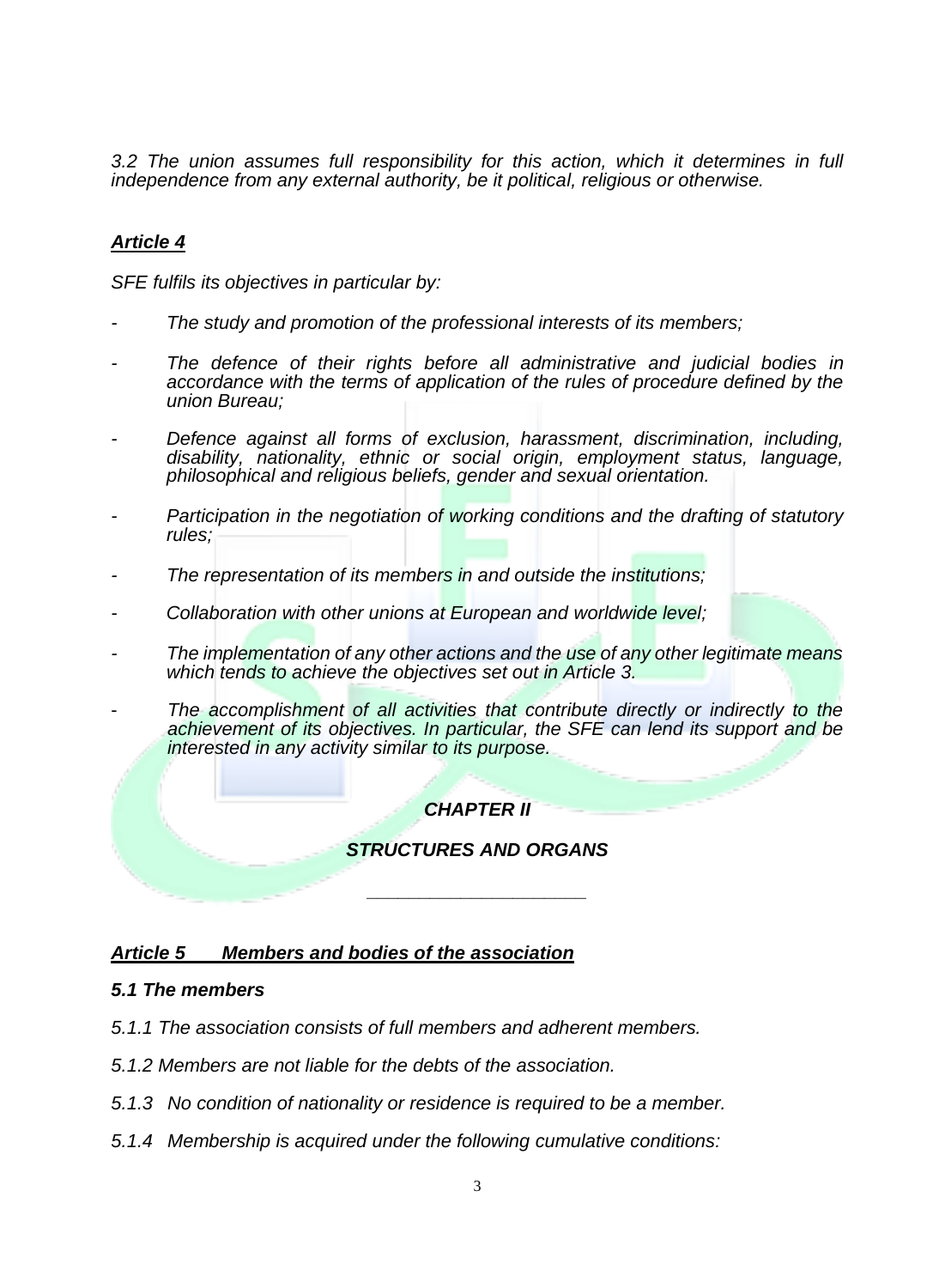*3.2 The union assumes full responsibility for this action, which it determines in full independence from any external authority, be it political, religious or otherwise.*

### ***Article 4***

*SFE fulfils its objectives in particular by:*

- *The study and promotion of the professional interests of its members;*
- *The defence of their rights before all administrative and judicial bodies in accordance with the terms of application of the rules of procedure defined by the union Bureau;*
- *Defence against all forms of exclusion, harassment, discrimination, including, disability, nationality, ethnic or social origin, employment status, language, philosophical and religious beliefs, gender and sexual orientation.*
- *Participation in the negotiation of working conditions and the drafting of statutory rules;*
- *The representation of its members in and outside the institutions;*
- *Collaboration with other unions at European and worldwide level;*
- *The implementation of any other actions and the use of any other legitimate means which tends to achieve the objectives set out in Article 3.*
- *The accomplishment of all activities that contribute directly or indirectly to the achievement of its objectives. In particular, the SFE can lend its support and be interested in any activity similar to its purpose.*

## ***CHAPTER II***

## ***STRUCTURES AND ORGANS***

---

### ***Article 5 Members and bodies of the association***

#### ***5.1 The members***

*5.1.1 The association consists of full members and adherent members.*

*5.1.2 Members are not liable for the debts of the association.*

*5.1.3 No condition of nationality or residence is required to be a member.*

*5.1.4 Membership is acquired under the following cumulative conditions:*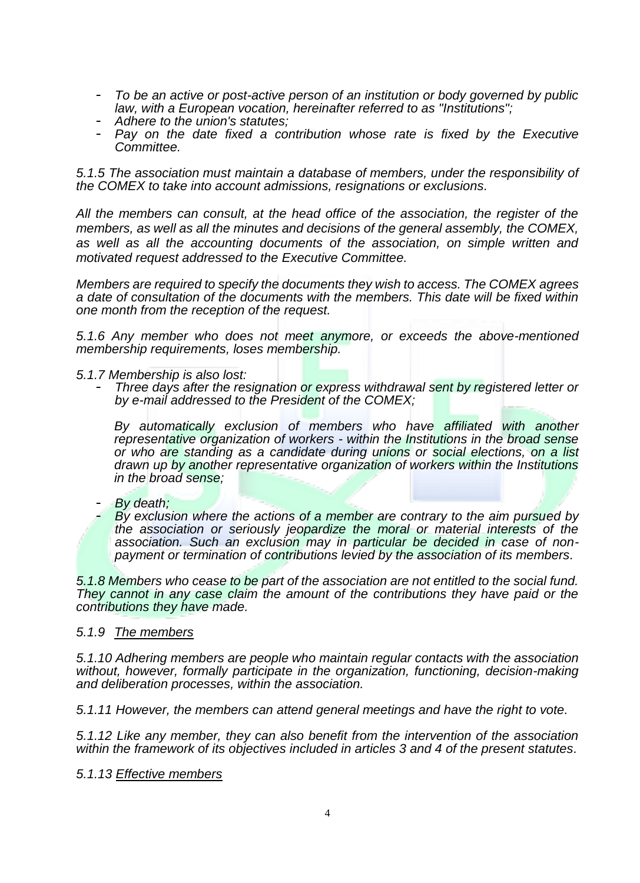- *To be an active or post-active person of an institution or body governed by public law, with a European vocation, hereinafter referred to as "Institutions";*
- *Adhere to the union's statutes;*
- *Pay on the date fixed a contribution whose rate is fixed by the Executive Committee.*

*5.1.5 The association must maintain a database of members, under the responsibility of the COMEX to take into account admissions, resignations or exclusions.*

*All the members can consult, at the head office of the association, the register of the members, as well as all the minutes and decisions of the general assembly, the COMEX, as well as all the accounting documents of the association, on simple written and motivated request addressed to the Executive Committee.*

*Members are required to specify the documents they wish to access. The COMEX agrees a date of consultation of the documents with the members. This date will be fixed within one month from the reception of the request.*

*5.1.6 Any member who does not meet anymore, or exceeds the above-mentioned membership requirements, loses membership.*

*5.1.7 Membership is also lost:*

- *Three days after the resignation or express withdrawal sent by registered letter or by e-mail addressed to the President of the COMEX;*

  *By automatically exclusion of members who have affiliated with another representative organization of workers - within the Institutions in the broad sense or who are standing as a candidate during unions or social elections, on a list drawn up by another representative organization of workers within the Institutions in the broad sense;*

- *By death;*
- *By exclusion where the actions of a member are contrary to the aim pursued by the association or seriously jeopardize the moral or material interests of the association. Such an exclusion may in particular be decided in case of non-payment or termination of contributions levied by the association of its members.*

*5.1.8 Members who cease to be part of the association are not entitled to the social fund. They cannot in any case claim the amount of the contributions they have paid or the contributions they have made.*

*5.1.9 <u>The members</u>*

*5.1.10 Adhering members are people who maintain regular contacts with the association without, however, formally participate in the organization, functioning, decision-making and deliberation processes, within the association.*

*5.1.11 However, the members can attend general meetings and have the right to vote.*

*5.1.12 Like any member, they can also benefit from the intervention of the association within the framework of its objectives included in articles 3 and 4 of the present statutes.*

*5.1.13 <u>Effective members</u>*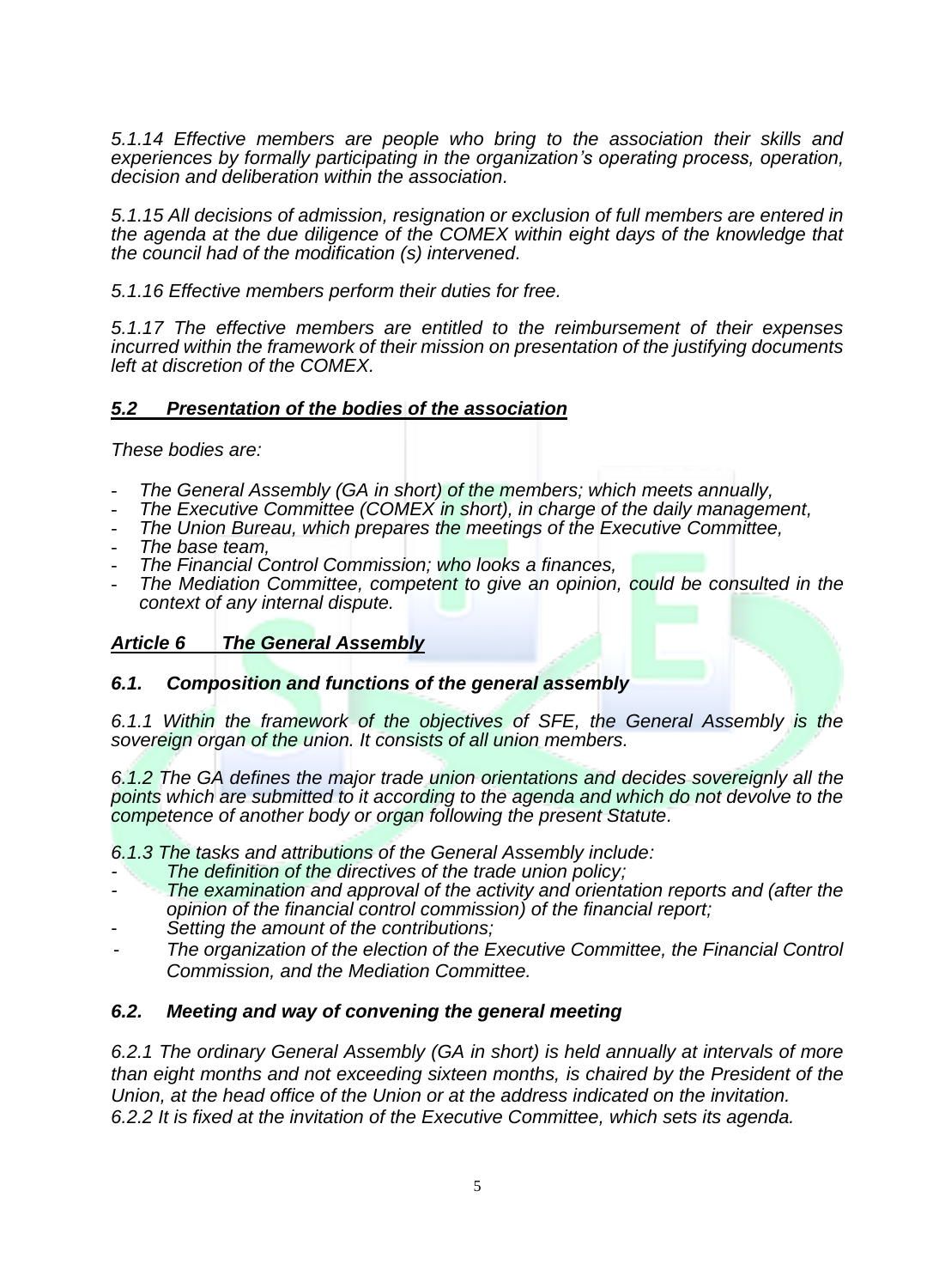*5.1.14 Effective members are people who bring to the association their skills and experiences by formally participating in the organization's operating process, operation, decision and deliberation within the association.*

*5.1.15 All decisions of admission, resignation or exclusion of full members are entered in the agenda at the due diligence of the COMEX within eight days of the knowledge that the council had of the modification (s) intervened.*

*5.1.16 Effective members perform their duties for free.*

*5.1.17 The effective members are entitled to the reimbursement of their expenses incurred within the framework of their mission on presentation of the justifying documents left at discretion of the COMEX.*

### ***5.2 Presentation of the bodies of the association***

*These bodies are:*

- *The General Assembly (GA in short) of the members; which meets annually,*
- *The Executive Committee (COMEX in short), in charge of the daily management,*
- *The Union Bureau, which prepares the meetings of the Executive Committee,*
- *The base team,*
- *The Financial Control Commission; who looks a finances,*
- *The Mediation Committee, competent to give an opinion, could be consulted in the context of any internal dispute.*

## ***Article 6 The General Assembly***

### ***6.1. Composition and functions of the general assembly***

*6.1.1 Within the framework of the objectives of SFE, the General Assembly is the sovereign organ of the union. It consists of all union members.*

*6.1.2 The GA defines the major trade union orientations and decides sovereignly all the points which are submitted to it according to the agenda and which do not devolve to the competence of another body or organ following the present Statute.*

*6.1.3 The tasks and attributions of the General Assembly include:*

- *The definition of the directives of the trade union policy;*
- *The examination and approval of the activity and orientation reports and (after the opinion of the financial control commission) of the financial report;*
- *Setting the amount of the contributions;*
- *The organization of the election of the Executive Committee, the Financial Control Commission, and the Mediation Committee.*

### ***6.2. Meeting and way of convening the general meeting***

*6.2.1 The ordinary General Assembly (GA in short) is held annually at intervals of more than eight months and not exceeding sixteen months, is chaired by the President of the Union, at the head office of the Union or at the address indicated on the invitation.*
*6.2.2 It is fixed at the invitation of the Executive Committee, which sets its agenda.*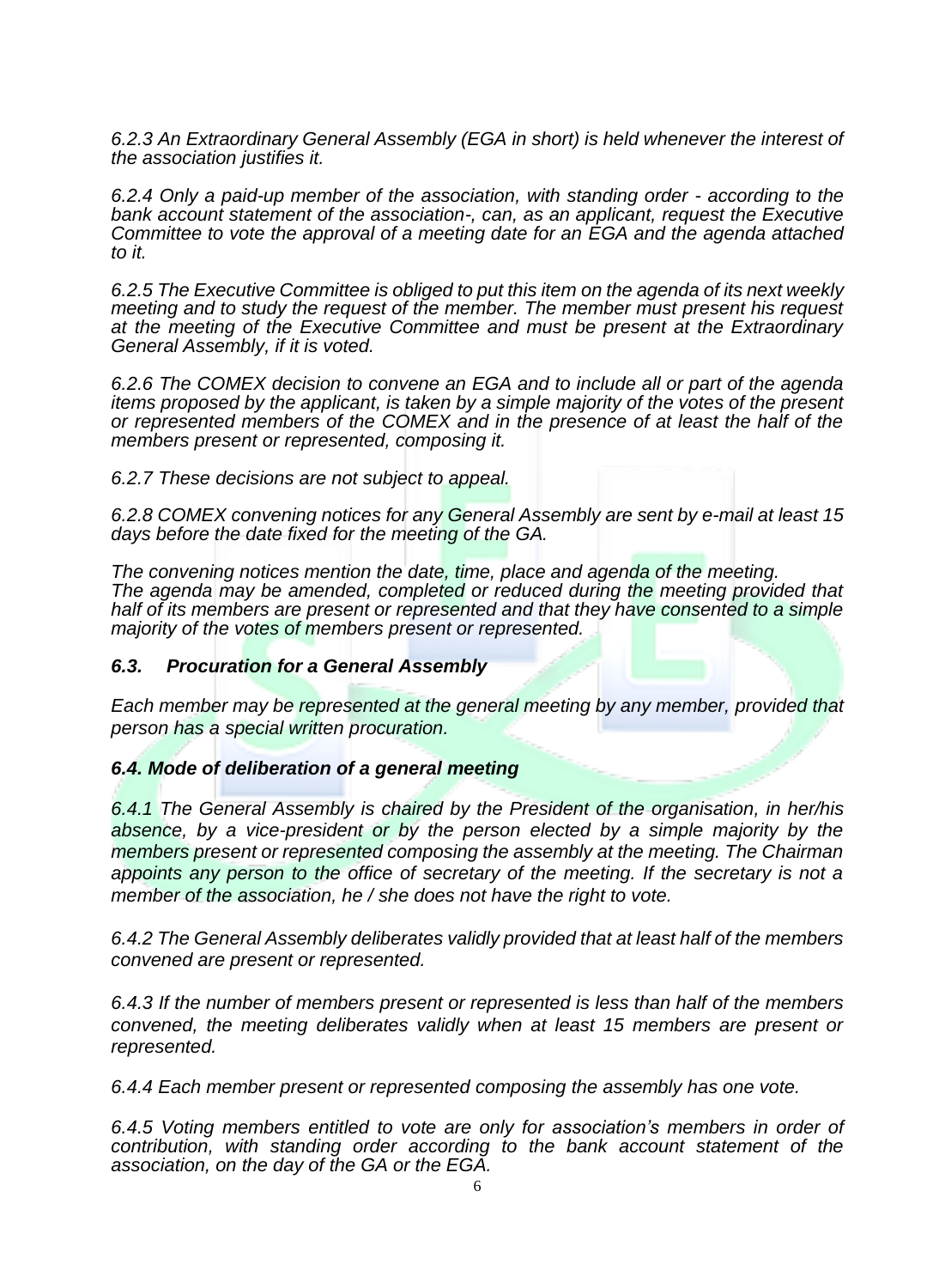*6.2.3 An Extraordinary General Assembly (EGA in short) is held whenever the interest of the association justifies it.*

*6.2.4 Only a paid-up member of the association, with standing order - according to the bank account statement of the association-, can, as an applicant, request the Executive Committee to vote the approval of a meeting date for an EGA and the agenda attached to it.*

*6.2.5 The Executive Committee is obliged to put this item on the agenda of its next weekly meeting and to study the request of the member. The member must present his request at the meeting of the Executive Committee and must be present at the Extraordinary General Assembly, if it is voted.*

*6.2.6 The COMEX decision to convene an EGA and to include all or part of the agenda items proposed by the applicant, is taken by a simple majority of the votes of the present or represented members of the COMEX and in the presence of at least the half of the members present or represented, composing it.*

*6.2.7 These decisions are not subject to appeal.*

*6.2.8 COMEX convening notices for any General Assembly are sent by e-mail at least 15 days before the date fixed for the meeting of the GA.*

*The convening notices mention the date, time, place and agenda of the meeting. The agenda may be amended, completed or reduced during the meeting provided that half of its members are present or represented and that they have consented to a simple majority of the votes of members present or represented.*

### *6.3. Procuration for a General Assembly*

*Each member may be represented at the general meeting by any member, provided that person has a special written procuration.*

### *6.4. Mode of deliberation of a general meeting*

*6.4.1 The General Assembly is chaired by the President of the organisation, in her/his absence, by a vice-president or by the person elected by a simple majority by the members present or represented composing the assembly at the meeting. The Chairman appoints any person to the office of secretary of the meeting. If the secretary is not a member of the association, he / she does not have the right to vote.*

*6.4.2 The General Assembly deliberates validly provided that at least half of the members convened are present or represented.*

*6.4.3 If the number of members present or represented is less than half of the members convened, the meeting deliberates validly when at least 15 members are present or represented.*

*6.4.4 Each member present or represented composing the assembly has one vote.*

*6.4.5 Voting members entitled to vote are only for association's members in order of contribution, with standing order according to the bank account statement of the association, on the day of the GA or the EGA.*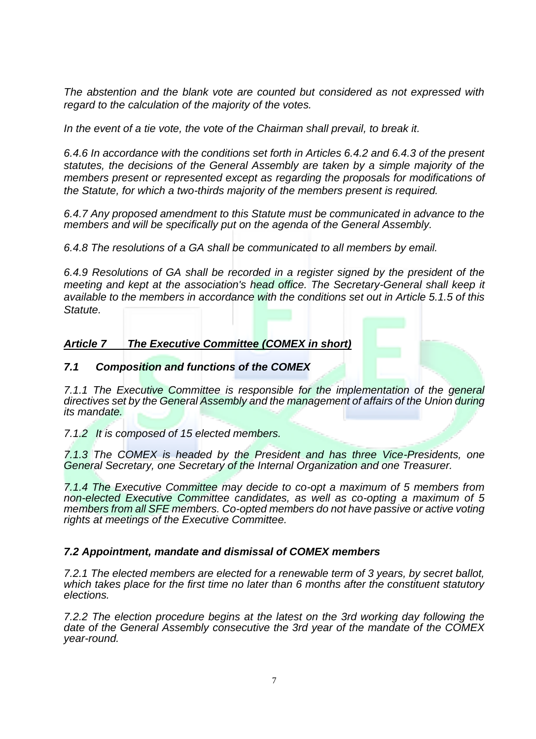*The abstention and the blank vote are counted but considered as not expressed with regard to the calculation of the majority of the votes.*

*In the event of a tie vote, the vote of the Chairman shall prevail, to break it.*

*6.4.6 In accordance with the conditions set forth in Articles 6.4.2 and 6.4.3 of the present statutes, the decisions of the General Assembly are taken by a simple majority of the members present or represented except as regarding the proposals for modifications of the Statute, for which a two-thirds majority of the members present is required.*

*6.4.7 Any proposed amendment to this Statute must be communicated in advance to the members and will be specifically put on the agenda of the General Assembly.*

*6.4.8 The resolutions of a GA shall be communicated to all members by email.*

*6.4.9 Resolutions of GA shall be recorded in a register signed by the president of the meeting and kept at the association's head office. The Secretary-General shall keep it available to the members in accordance with the conditions set out in Article 5.1.5 of this Statute.*

## ***Article 7 The Executive Committee (COMEX in short)***

### ***7.1 Composition and functions of the COMEX***

*7.1.1 The Executive Committee is responsible for the implementation of the general directives set by the General Assembly and the management of affairs of the Union during its mandate.*

*7.1.2 It is composed of 15 elected members.*

*7.1.3 The COMEX is headed by the President and has three Vice-Presidents, one General Secretary, one Secretary of the Internal Organization and one Treasurer.*

*7.1.4 The Executive Committee may decide to co-opt a maximum of 5 members from non-elected Executive Committee candidates, as well as co-opting a maximum of 5 members from all SFE members. Co-opted members do not have passive or active voting rights at meetings of the Executive Committee.*

### ***7.2 Appointment, mandate and dismissal of COMEX members***

*7.2.1 The elected members are elected for a renewable term of 3 years, by secret ballot, which takes place for the first time no later than 6 months after the constituent statutory elections.*

*7.2.2 The election procedure begins at the latest on the 3rd working day following the date of the General Assembly consecutive the 3rd year of the mandate of the COMEX year-round.*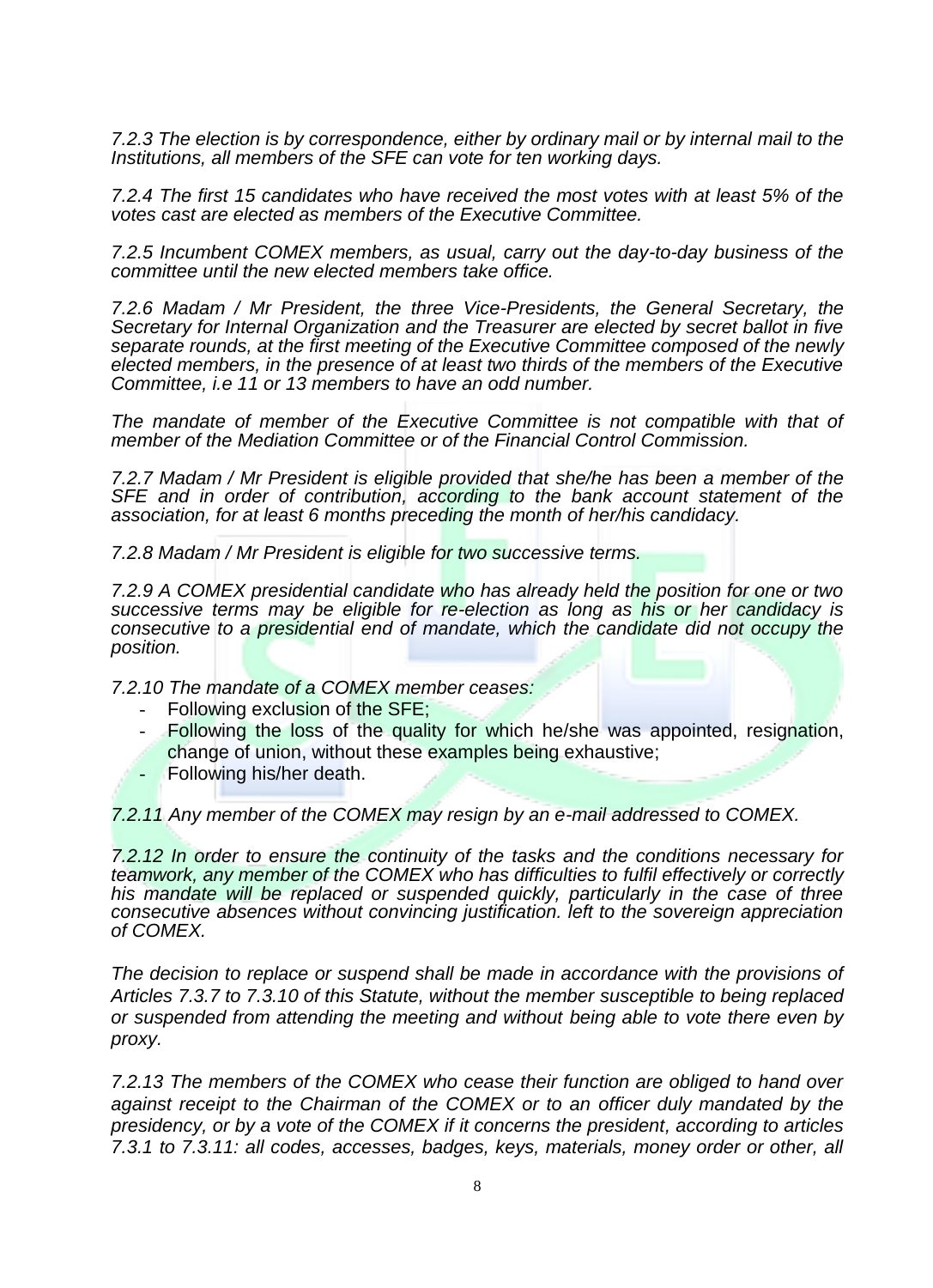*7.2.3 The election is by correspondence, either by ordinary mail or by internal mail to the Institutions, all members of the SFE can vote for ten working days.*

*7.2.4 The first 15 candidates who have received the most votes with at least 5% of the votes cast are elected as members of the Executive Committee.*

*7.2.5 Incumbent COMEX members, as usual, carry out the day-to-day business of the committee until the new elected members take office.*

*7.2.6 Madam / Mr President, the three Vice-Presidents, the General Secretary, the Secretary for Internal Organization and the Treasurer are elected by secret ballot in five separate rounds, at the first meeting of the Executive Committee composed of the newly elected members, in the presence of at least two thirds of the members of the Executive Committee, i.e 11 or 13 members to have an odd number.*

*The mandate of member of the Executive Committee is not compatible with that of member of the Mediation Committee or of the Financial Control Commission.*

*7.2.7 Madam / Mr President is eligible provided that she/he has been a member of the SFE and in order of contribution, according to the bank account statement of the association, for at least 6 months preceding the month of her/his candidacy.*

*7.2.8 Madam / Mr President is eligible for two successive terms.*

*7.2.9 A COMEX presidential candidate who has already held the position for one or two successive terms may be eligible for re-election as long as his or her candidacy is consecutive to a presidential end of mandate, which the candidate did not occupy the position.*

*7.2.10 The mandate of a COMEX member ceases:*

- Following exclusion of the SFE;
- Following the loss of the quality for which he/she was appointed, resignation, change of union, without these examples being exhaustive;
- Following his/her death.

*7.2.11 Any member of the COMEX may resign by an e-mail addressed to COMEX.*

*7.2.12 In order to ensure the continuity of the tasks and the conditions necessary for teamwork, any member of the COMEX who has difficulties to fulfil effectively or correctly his mandate will be replaced or suspended quickly, particularly in the case of three consecutive absences without convincing justification. left to the sovereign appreciation of COMEX.*

*The decision to replace or suspend shall be made in accordance with the provisions of Articles 7.3.7 to 7.3.10 of this Statute, without the member susceptible to being replaced or suspended from attending the meeting and without being able to vote there even by proxy.*

*7.2.13 The members of the COMEX who cease their function are obliged to hand over against receipt to the Chairman of the COMEX or to an officer duly mandated by the presidency, or by a vote of the COMEX if it concerns the president, according to articles 7.3.1 to 7.3.11: all codes, accesses, badges, keys, materials, money order or other, all*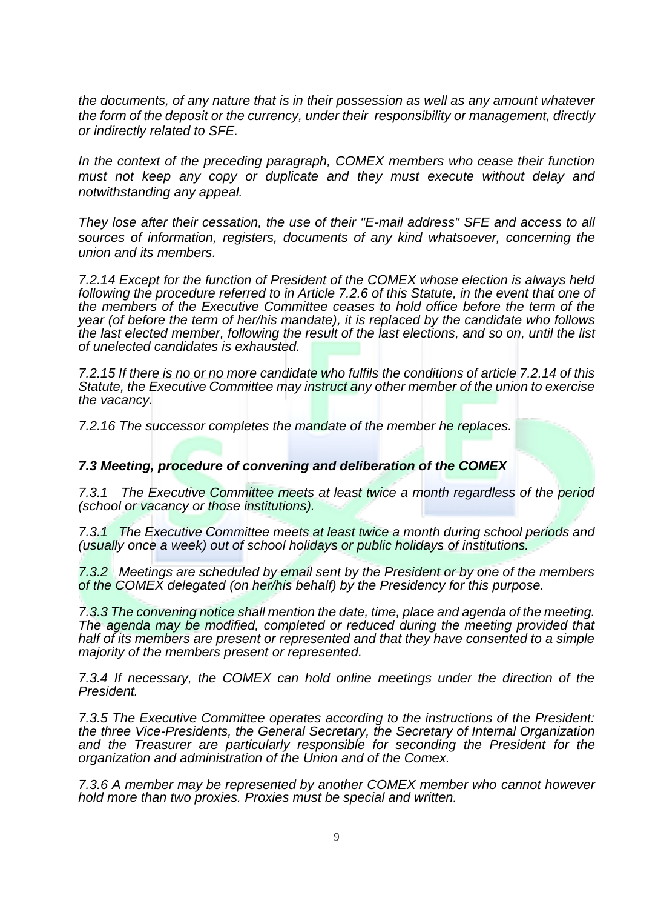*the documents, of any nature that is in their possession as well as any amount whatever the form of the deposit or the currency, under their responsibility or management, directly or indirectly related to SFE.*

*In the context of the preceding paragraph, COMEX members who cease their function must not keep any copy or duplicate and they must execute without delay and notwithstanding any appeal.*

*They lose after their cessation, the use of their "E-mail address" SFE and access to all sources of information, registers, documents of any kind whatsoever, concerning the union and its members.*

*7.2.14 Except for the function of President of the COMEX whose election is always held following the procedure referred to in Article 7.2.6 of this Statute, in the event that one of the members of the Executive Committee ceases to hold office before the term of the year (of before the term of her/his mandate), it is replaced by the candidate who follows the last elected member, following the result of the last elections, and so on, until the list of unelected candidates is exhausted.*

*7.2.15 If there is no or no more candidate who fulfils the conditions of article 7.2.14 of this Statute, the Executive Committee may instruct any other member of the union to exercise the vacancy.*

*7.2.16 The successor completes the mandate of the member he replaces.*

### *7.3 Meeting, procedure of convening and deliberation of the COMEX*

*7.3.1 The Executive Committee meets at least twice a month regardless of the period (school or vacancy or those institutions).*

*7.3.1 The Executive Committee meets at least twice a month during school periods and (usually once a week) out of school holidays or public holidays of institutions.*

*7.3.2 Meetings are scheduled by email sent by the President or by one of the members of the COMEX delegated (on her/his behalf) by the Presidency for this purpose.*

*7.3.3 The convening notice shall mention the date, time, place and agenda of the meeting. The agenda may be modified, completed or reduced during the meeting provided that half of its members are present or represented and that they have consented to a simple majority of the members present or represented.*

*7.3.4 If necessary, the COMEX can hold online meetings under the direction of the President.*

*7.3.5 The Executive Committee operates according to the instructions of the President: the three Vice-Presidents, the General Secretary, the Secretary of Internal Organization and the Treasurer are particularly responsible for seconding the President for the organization and administration of the Union and of the Comex.*

*7.3.6 A member may be represented by another COMEX member who cannot however hold more than two proxies. Proxies must be special and written.*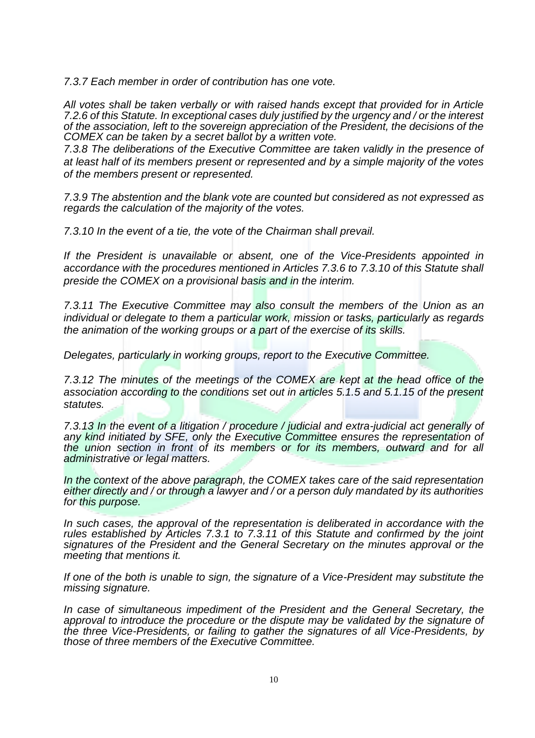*7.3.7 Each member in order of contribution has one vote.*

*All votes shall be taken verbally or with raised hands except that provided for in Article 7.2.6 of this Statute. In exceptional cases duly justified by the urgency and / or the interest of the association, left to the sovereign appreciation of the President, the decisions of the COMEX can be taken by a secret ballot by a written vote.*

*7.3.8 The deliberations of the Executive Committee are taken validly in the presence of at least half of its members present or represented and by a simple majority of the votes of the members present or represented.*

*7.3.9 The abstention and the blank vote are counted but considered as not expressed as regards the calculation of the majority of the votes.*

*7.3.10 In the event of a tie, the vote of the Chairman shall prevail.*

*If the President is unavailable or absent, one of the Vice-Presidents appointed in accordance with the procedures mentioned in Articles 7.3.6 to 7.3.10 of this Statute shall preside the COMEX on a provisional basis and in the interim.*

*7.3.11 The Executive Committee may also consult the members of the Union as an individual or delegate to them a particular work, mission or tasks, particularly as regards the animation of the working groups or a part of the exercise of its skills.*

*Delegates, particularly in working groups, report to the Executive Committee.*

*7.3.12 The minutes of the meetings of the COMEX are kept at the head office of the association according to the conditions set out in articles 5.1.5 and 5.1.15 of the present statutes.*

*7.3.13 In the event of a litigation / procedure / judicial and extra-judicial act generally of any kind initiated by SFE, only the Executive Committee ensures the representation of the union section in front of its members or for its members, outward and for all administrative or legal matters.*

*In the context of the above paragraph, the COMEX takes care of the said representation either directly and / or through a lawyer and / or a person duly mandated by its authorities for this purpose.*

*In such cases, the approval of the representation is deliberated in accordance with the rules established by Articles 7.3.1 to 7.3.11 of this Statute and confirmed by the joint signatures of the President and the General Secretary on the minutes approval or the meeting that mentions it.*

*If one of the both is unable to sign, the signature of a Vice-President may substitute the missing signature.*

*In case of simultaneous impediment of the President and the General Secretary, the approval to introduce the procedure or the dispute may be validated by the signature of the three Vice-Presidents, or failing to gather the signatures of all Vice-Presidents, by those of three members of the Executive Committee.*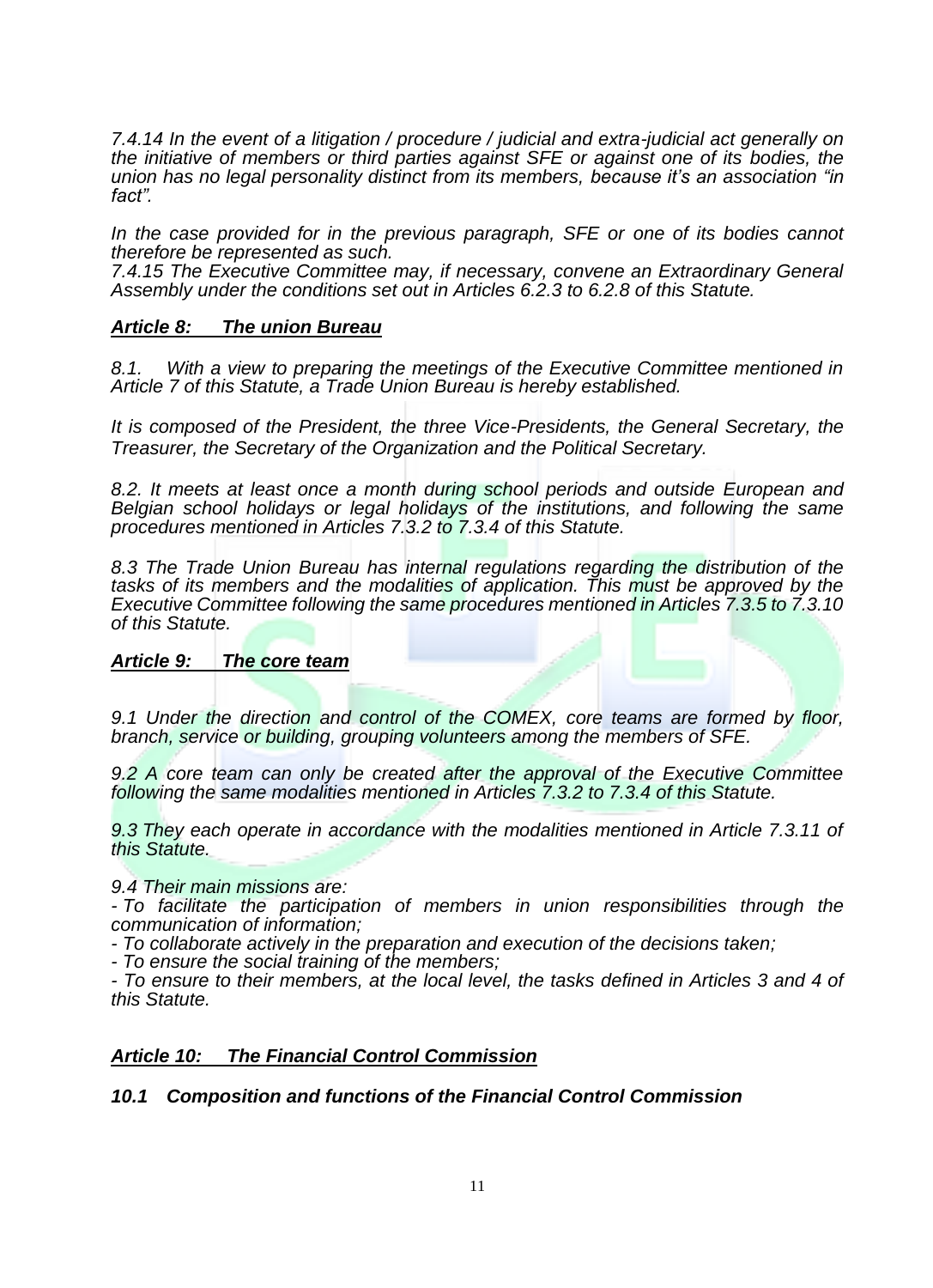*7.4.14 In the event of a litigation / procedure / judicial and extra-judicial act generally on the initiative of members or third parties against SFE or against one of its bodies, the union has no legal personality distinct from its members, because it's an association "in fact".*

*In the case provided for in the previous paragraph, SFE or one of its bodies cannot therefore be represented as such.*

*7.4.15 The Executive Committee may, if necessary, convene an Extraordinary General Assembly under the conditions set out in Articles 6.2.3 to 6.2.8 of this Statute.*

## ***Article 8: The union Bureau***

*8.1. With a view to preparing the meetings of the Executive Committee mentioned in Article 7 of this Statute, a Trade Union Bureau is hereby established.*

*It is composed of the President, the three Vice-Presidents, the General Secretary, the Treasurer, the Secretary of the Organization and the Political Secretary.*

*8.2. It meets at least once a month during school periods and outside European and Belgian school holidays or legal holidays of the institutions, and following the same procedures mentioned in Articles 7.3.2 to 7.3.4 of this Statute.*

*8.3 The Trade Union Bureau has internal regulations regarding the distribution of the tasks of its members and the modalities of application. This must be approved by the Executive Committee following the same procedures mentioned in Articles 7.3.5 to 7.3.10 of this Statute.*

## ***Article 9: The core team***

*9.1 Under the direction and control of the COMEX, core teams are formed by floor, branch, service or building, grouping volunteers among the members of SFE.*

*9.2 A core team can only be created after the approval of the Executive Committee following the same modalities mentioned in Articles 7.3.2 to 7.3.4 of this Statute.*

*9.3 They each operate in accordance with the modalities mentioned in Article 7.3.11 of this Statute.*

*9.4 Their main missions are:*

*- To facilitate the participation of members in union responsibilities through the communication of information;*

*- To collaborate actively in the preparation and execution of the decisions taken;*

*- To ensure the social training of the members;*

*- To ensure to their members, at the local level, the tasks defined in Articles 3 and 4 of this Statute.*

## ***Article 10: The Financial Control Commission***

### ***10.1 Composition and functions of the Financial Control Commission***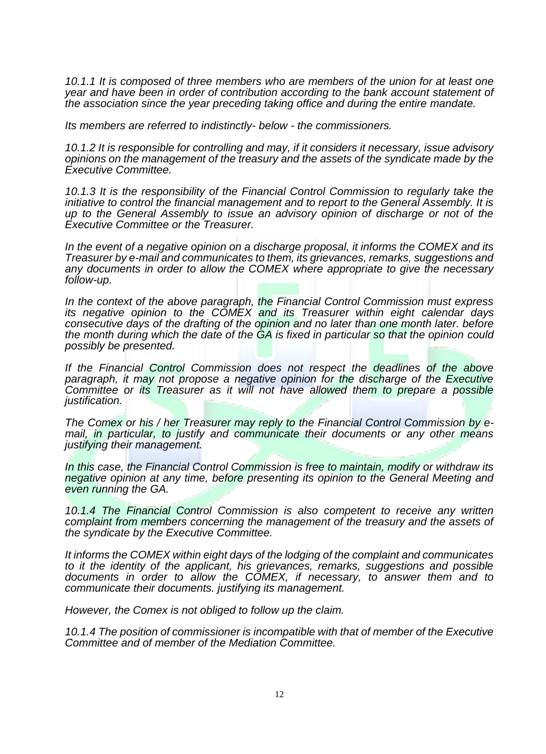*10.1.1 It is composed of three members who are members of the union for at least one year and have been in order of contribution according to the bank account statement of the association since the year preceding taking office and during the entire mandate.*

*Its members are referred to indistinctly- below - the commissioners.*

*10.1.2 It is responsible for controlling and may, if it considers it necessary, issue advisory opinions on the management of the treasury and the assets of the syndicate made by the Executive Committee.*

*10.1.3 It is the responsibility of the Financial Control Commission to regularly take the initiative to control the financial management and to report to the General Assembly. It is up to the General Assembly to issue an advisory opinion of discharge or not of the Executive Committee or the Treasurer.*

*In the event of a negative opinion on a discharge proposal, it informs the COMEX and its Treasurer by e-mail and communicates to them, its grievances, remarks, suggestions and any documents in order to allow the COMEX where appropriate to give the necessary follow-up.*

*In the context of the above paragraph, the Financial Control Commission must express its negative opinion to the COMEX and its Treasurer within eight calendar days consecutive days of the drafting of the opinion and no later than one month later. before the month during which the date of the GA is fixed in particular so that the opinion could possibly be presented.*

*If the Financial Control Commission does not respect the deadlines of the above paragraph, it may not propose a negative opinion for the discharge of the Executive Committee or its Treasurer as it will not have allowed them to prepare a possible justification.*

*The Comex or his / her Treasurer may reply to the Financial Control Commission by e-mail, in particular, to justify and communicate their documents or any other means justifying their management.*

*In this case, the Financial Control Commission is free to maintain, modify or withdraw its negative opinion at any time, before presenting its opinion to the General Meeting and even running the GA.*

*10.1.4 The Financial Control Commission is also competent to receive any written complaint from members concerning the management of the treasury and the assets of the syndicate by the Executive Committee.*

*It informs the COMEX within eight days of the lodging of the complaint and communicates to it the identity of the applicant, his grievances, remarks, suggestions and possible documents in order to allow the COMEX, if necessary, to answer them and to communicate their documents. justifying its management.*

*However, the Comex is not obliged to follow up the claim.*

*10.1.4 The position of commissioner is incompatible with that of member of the Executive Committee and of member of the Mediation Committee.*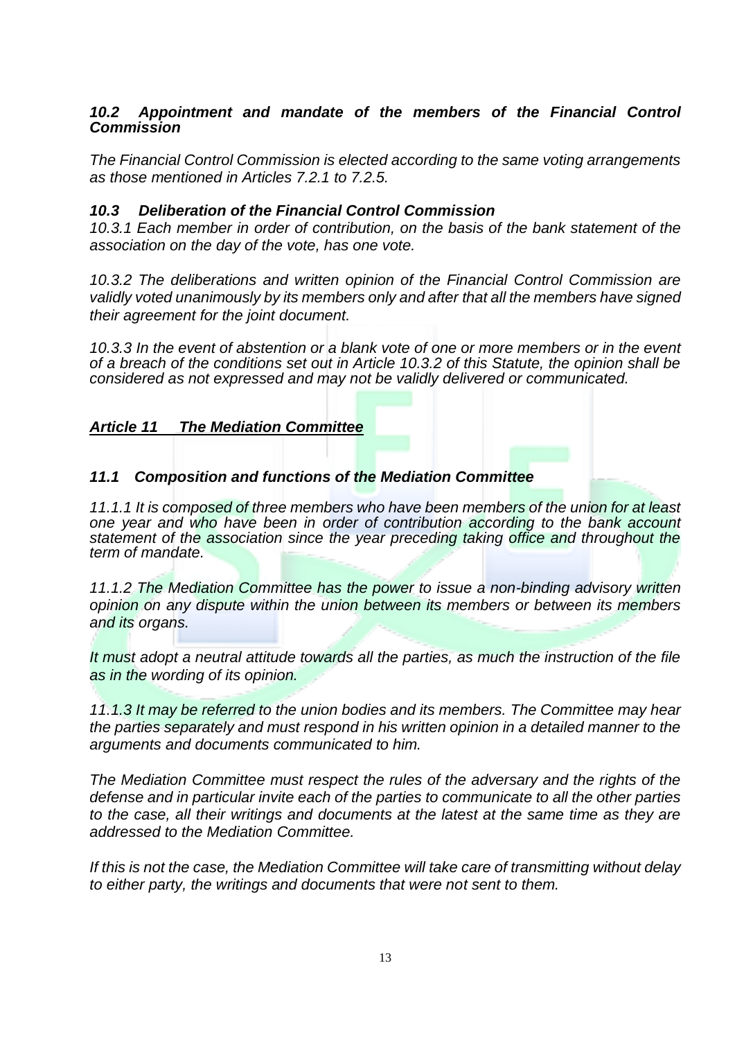### *10.2 Appointment and mandate of the members of the Financial Control Commission*

*The Financial Control Commission is elected according to the same voting arrangements as those mentioned in Articles 7.2.1 to 7.2.5.*

### *10.3 Deliberation of the Financial Control Commission*

*10.3.1 Each member in order of contribution, on the basis of the bank statement of the association on the day of the vote, has one vote.*

*10.3.2 The deliberations and written opinion of the Financial Control Commission are validly voted unanimously by its members only and after that all the members have signed their agreement for the joint document.*

*10.3.3 In the event of abstention or a blank vote of one or more members or in the event of a breach of the conditions set out in Article 10.3.2 of this Statute, the opinion shall be considered as not expressed and may not be validly delivered or communicated.*

## ***Article 11 The Mediation Committee***

### *11.1 Composition and functions of the Mediation Committee*

*11.1.1 It is composed of three members who have been members of the union for at least one year and who have been in order of contribution according to the bank account statement of the association since the year preceding taking office and throughout the term of mandate.*

*11.1.2 The Mediation Committee has the power to issue a non-binding advisory written opinion on any dispute within the union between its members or between its members and its organs.*

*It must adopt a neutral attitude towards all the parties, as much the instruction of the file as in the wording of its opinion.*

*11.1.3 It may be referred to the union bodies and its members. The Committee may hear the parties separately and must respond in his written opinion in a detailed manner to the arguments and documents communicated to him.*

*The Mediation Committee must respect the rules of the adversary and the rights of the defense and in particular invite each of the parties to communicate to all the other parties to the case, all their writings and documents at the latest at the same time as they are addressed to the Mediation Committee.*

*If this is not the case, the Mediation Committee will take care of transmitting without delay to either party, the writings and documents that were not sent to them.*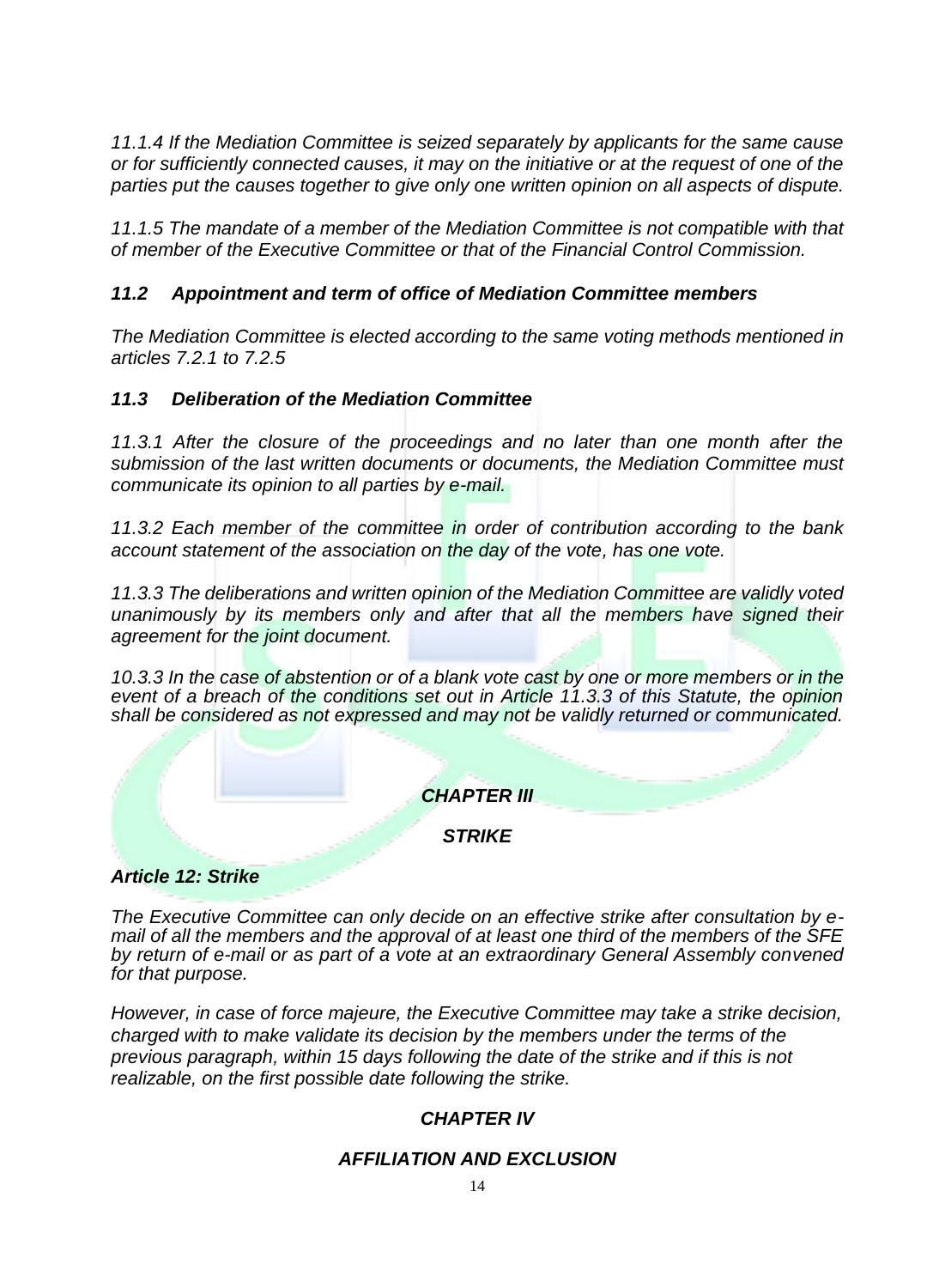*11.1.4 If the Mediation Committee is seized separately by applicants for the same cause or for sufficiently connected causes, it may on the initiative or at the request of one of the parties put the causes together to give only one written opinion on all aspects of dispute.*

*11.1.5 The mandate of a member of the Mediation Committee is not compatible with that of member of the Executive Committee or that of the Financial Control Commission.*

### *11.2 Appointment and term of office of Mediation Committee members*

*The Mediation Committee is elected according to the same voting methods mentioned in articles 7.2.1 to 7.2.5*

### *11.3 Deliberation of the Mediation Committee*

*11.3.1 After the closure of the proceedings and no later than one month after the submission of the last written documents or documents, the Mediation Committee must communicate its opinion to all parties by e-mail.*

*11.3.2 Each member of the committee in order of contribution according to the bank account statement of the association on the day of the vote, has one vote.*

*11.3.3 The deliberations and written opinion of the Mediation Committee are validly voted unanimously by its members only and after that all the members have signed their agreement for the joint document.*

*10.3.3 In the case of abstention or of a blank vote cast by one or more members or in the event of a breach of the conditions set out in Article 11.3.3 of this Statute, the opinion shall be considered as not expressed and may not be validly returned or communicated.*

## *CHAPTER III*

## *STRIKE*

### *Article 12: Strike*

*The Executive Committee can only decide on an effective strike after consultation by e-mail of all the members and the approval of at least one third of the members of the SFE by return of e-mail or as part of a vote at an extraordinary General Assembly convened for that purpose.*

*However, in case of force majeure, the Executive Committee may take a strike decision, charged with to make validate its decision by the members under the terms of the previous paragraph, within 15 days following the date of the strike and if this is not realizable, on the first possible date following the strike.*

## *CHAPTER IV*

## *AFFILIATION AND EXCLUSION*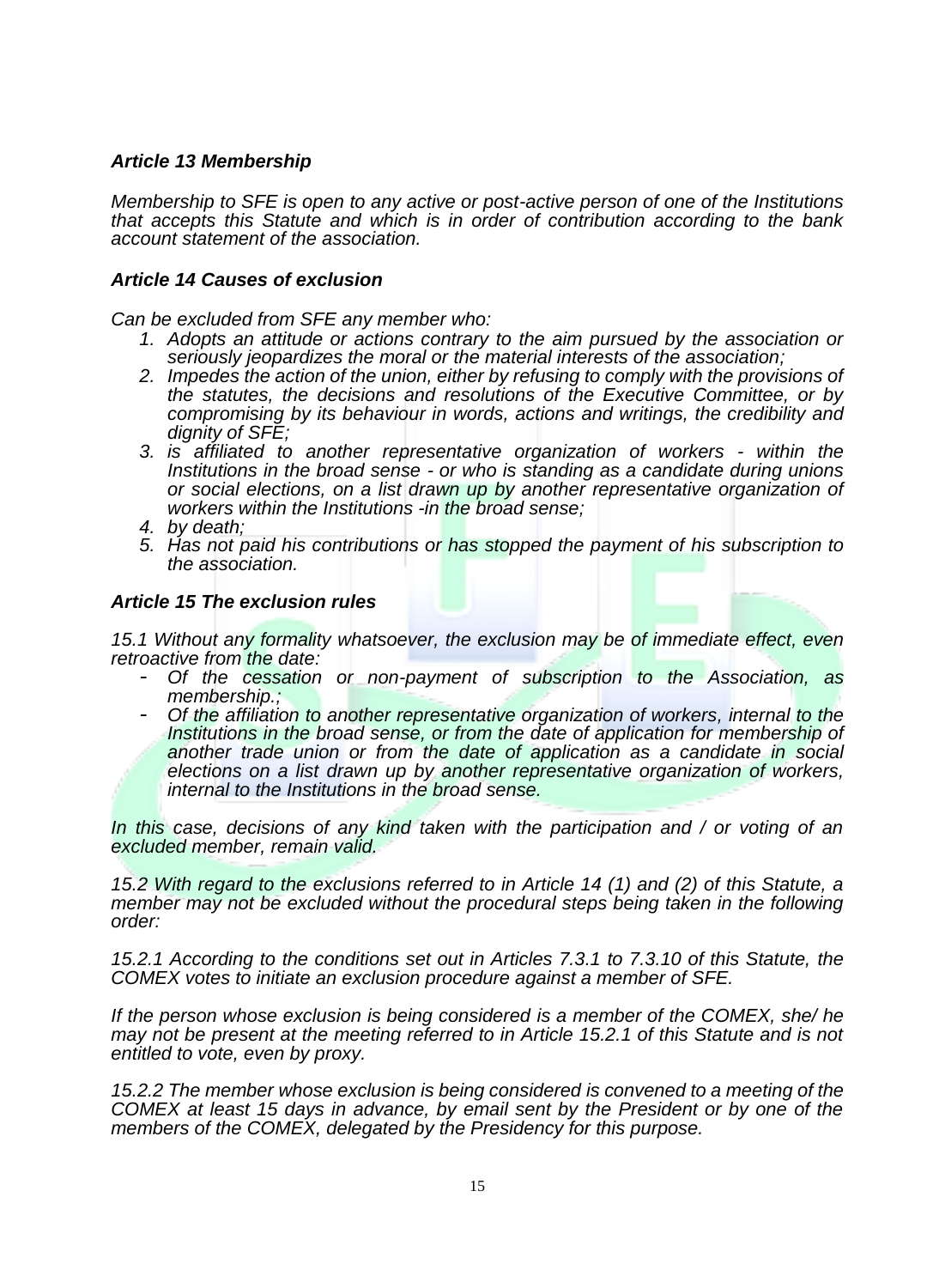***Article 13 Membership***

*Membership to SFE is open to any active or post-active person of one of the Institutions that accepts this Statute and which is in order of contribution according to the bank account statement of the association.*

***Article 14 Causes of exclusion***

*Can be excluded from SFE any member who:*

1. *Adopts an attitude or actions contrary to the aim pursued by the association or seriously jeopardizes the moral or the material interests of the association;*
2. *Impedes the action of the union, either by refusing to comply with the provisions of the statutes, the decisions and resolutions of the Executive Committee, or by compromising by its behaviour in words, actions and writings, the credibility and dignity of SFE;*
3. *is affiliated to another representative organization of workers - within the Institutions in the broad sense - or who is standing as a candidate during unions or social elections, on a list drawn up by another representative organization of workers within the Institutions -in the broad sense;*
4. *by death;*
5. *Has not paid his contributions or has stopped the payment of his subscription to the association.*

***Article 15 The exclusion rules***

*15.1 Without any formality whatsoever, the exclusion may be of immediate effect, even retroactive from the date:*

- *Of the cessation or non-payment of subscription to the Association, as membership.;*
- *Of the affiliation to another representative organization of workers, internal to the Institutions in the broad sense, or from the date of application for membership of another trade union or from the date of application as a candidate in social elections on a list drawn up by another representative organization of workers, internal to the Institutions in the broad sense.*

*In this case, decisions of any kind taken with the participation and / or voting of an excluded member, remain valid.*

*15.2 With regard to the exclusions referred to in Article 14 (1) and (2) of this Statute, a member may not be excluded without the procedural steps being taken in the following order:*

*15.2.1 According to the conditions set out in Articles 7.3.1 to 7.3.10 of this Statute, the COMEX votes to initiate an exclusion procedure against a member of SFE.*

*If the person whose exclusion is being considered is a member of the COMEX, she/ he may not be present at the meeting referred to in Article 15.2.1 of this Statute and is not entitled to vote, even by proxy.*

*15.2.2 The member whose exclusion is being considered is convened to a meeting of the COMEX at least 15 days in advance, by email sent by the President or by one of the members of the COMEX, delegated by the Presidency for this purpose.*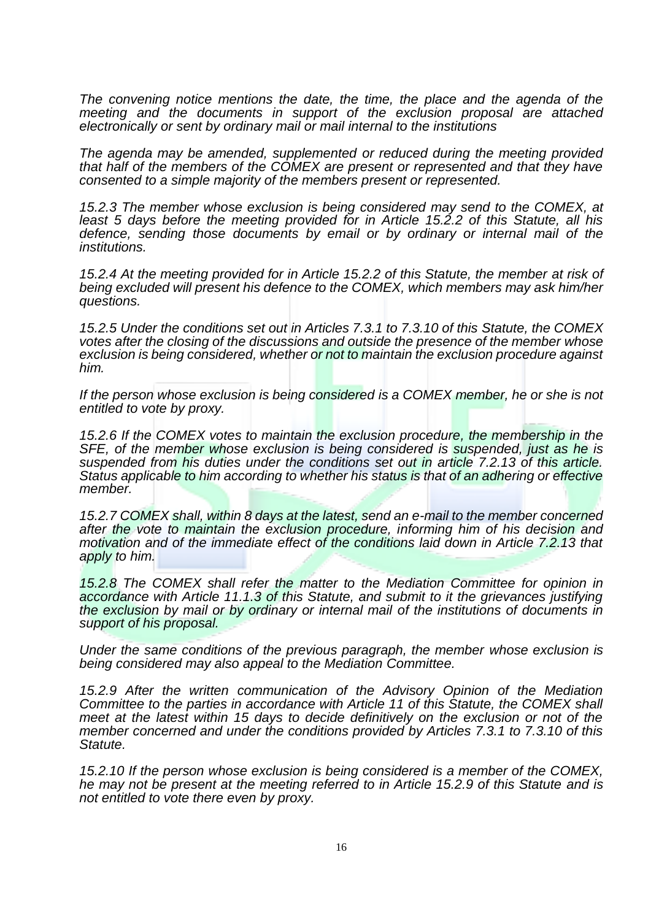*The convening notice mentions the date, the time, the place and the agenda of the meeting and the documents in support of the exclusion proposal are attached electronically or sent by ordinary mail or mail internal to the institutions*

*The agenda may be amended, supplemented or reduced during the meeting provided that half of the members of the COMEX are present or represented and that they have consented to a simple majority of the members present or represented.*

*15.2.3 The member whose exclusion is being considered may send to the COMEX, at least 5 days before the meeting provided for in Article 15.2.2 of this Statute, all his defence, sending those documents by email or by ordinary or internal mail of the institutions.*

*15.2.4 At the meeting provided for in Article 15.2.2 of this Statute, the member at risk of being excluded will present his defence to the COMEX, which members may ask him/her questions.*

*15.2.5 Under the conditions set out in Articles 7.3.1 to 7.3.10 of this Statute, the COMEX votes after the closing of the discussions and outside the presence of the member whose exclusion is being considered, whether or not to maintain the exclusion procedure against him.*

*If the person whose exclusion is being considered is a COMEX member, he or she is not entitled to vote by proxy.*

*15.2.6 If the COMEX votes to maintain the exclusion procedure, the membership in the SFE, of the member whose exclusion is being considered is suspended, just as he is suspended from his duties under the conditions set out in article 7.2.13 of this article. Status applicable to him according to whether his status is that of an adhering or effective member.*

*15.2.7 COMEX shall, within 8 days at the latest, send an e-mail to the member concerned after the vote to maintain the exclusion procedure, informing him of his decision and motivation and of the immediate effect of the conditions laid down in Article 7.2.13 that apply to him.*

*15.2.8 The COMEX shall refer the matter to the Mediation Committee for opinion in accordance with Article 11.1.3 of this Statute, and submit to it the grievances justifying the exclusion by mail or by ordinary or internal mail of the institutions of documents in support of his proposal.*

*Under the same conditions of the previous paragraph, the member whose exclusion is being considered may also appeal to the Mediation Committee.*

*15.2.9 After the written communication of the Advisory Opinion of the Mediation Committee to the parties in accordance with Article 11 of this Statute, the COMEX shall meet at the latest within 15 days to decide definitively on the exclusion or not of the member concerned and under the conditions provided by Articles 7.3.1 to 7.3.10 of this Statute.*

*15.2.10 If the person whose exclusion is being considered is a member of the COMEX, he may not be present at the meeting referred to in Article 15.2.9 of this Statute and is not entitled to vote there even by proxy.*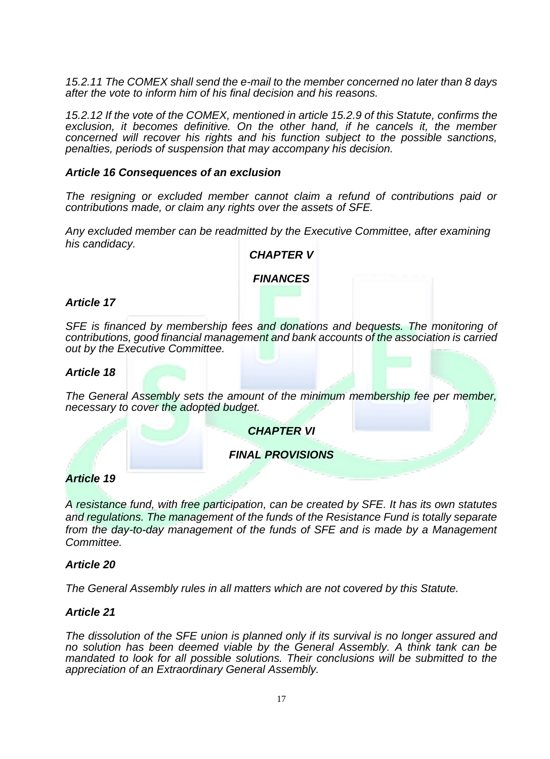*15.2.11 The COMEX shall send the e-mail to the member concerned no later than 8 days after the vote to inform him of his final decision and his reasons.*

*15.2.12 If the vote of the COMEX, mentioned in article 15.2.9 of this Statute, confirms the exclusion, it becomes definitive. On the other hand, if he cancels it, the member concerned will recover his rights and his function subject to the possible sanctions, penalties, periods of suspension that may accompany his decision.*

### *Article 16 Consequences of an exclusion*

*The resigning or excluded member cannot claim a refund of contributions paid or contributions made, or claim any rights over the assets of SFE.*

*Any excluded member can be readmitted by the Executive Committee, after examining his candidacy.*

## *CHAPTER V*

## *FINANCES*

### *Article 17*

*SFE is financed by membership fees and donations and bequests. The monitoring of contributions, good financial management and bank accounts of the association is carried out by the Executive Committee.*

### *Article 18*

*The General Assembly sets the amount of the minimum membership fee per member, necessary to cover the adopted budget.*

## *CHAPTER VI*

## *FINAL PROVISIONS*

### *Article 19*

*A resistance fund, with free participation, can be created by SFE. It has its own statutes and regulations. The management of the funds of the Resistance Fund is totally separate from the day-to-day management of the funds of SFE and is made by a Management Committee.*

### *Article 20*

*The General Assembly rules in all matters which are not covered by this Statute.*

### *Article 21*

*The dissolution of the SFE union is planned only if its survival is no longer assured and no solution has been deemed viable by the General Assembly. A think tank can be mandated to look for all possible solutions. Their conclusions will be submitted to the appreciation of an Extraordinary General Assembly.*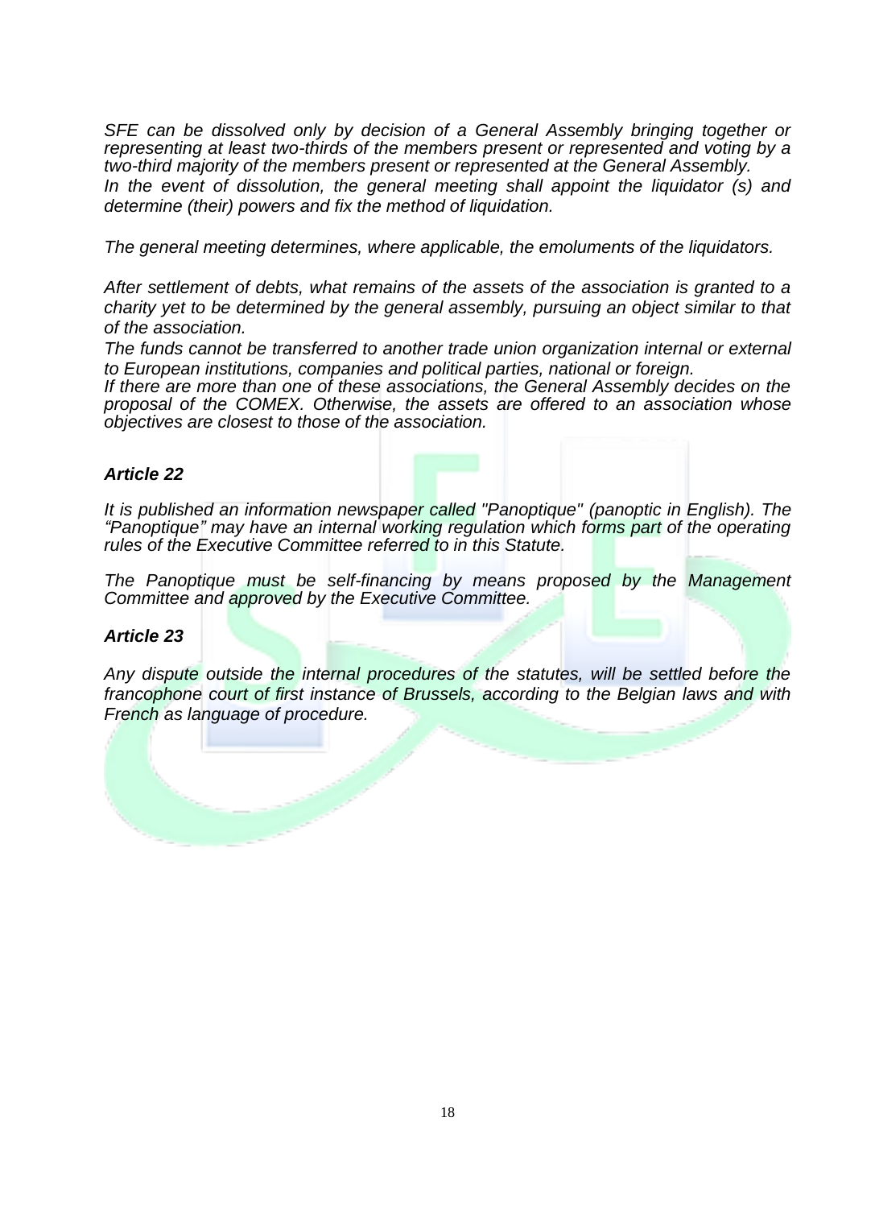*SFE can be dissolved only by decision of a General Assembly bringing together or representing at least two-thirds of the members present or represented and voting by a two-third majority of the members present or represented at the General Assembly.*
*In the event of dissolution, the general meeting shall appoint the liquidator (s) and determine (their) powers and fix the method of liquidation.*

*The general meeting determines, where applicable, the emoluments of the liquidators.*

*After settlement of debts, what remains of the assets of the association is granted to a charity yet to be determined by the general assembly, pursuing an object similar to that of the association.*
*The funds cannot be transferred to another trade union organization internal or external to European institutions, companies and political parties, national or foreign.*
*If there are more than one of these associations, the General Assembly decides on the proposal of the COMEX. Otherwise, the assets are offered to an association whose objectives are closest to those of the association.*

### *Article 22*

*It is published an information newspaper called "Panoptique" (panoptic in English). The "Panoptique" may have an internal working regulation which forms part of the operating rules of the Executive Committee referred to in this Statute.*

*The Panoptique must be self-financing by means proposed by the Management Committee and approved by the Executive Committee.*

### *Article 23*

*Any dispute outside the internal procedures of the statutes, will be settled before the francophone court of first instance of Brussels, according to the Belgian laws and with French as language of procedure.*